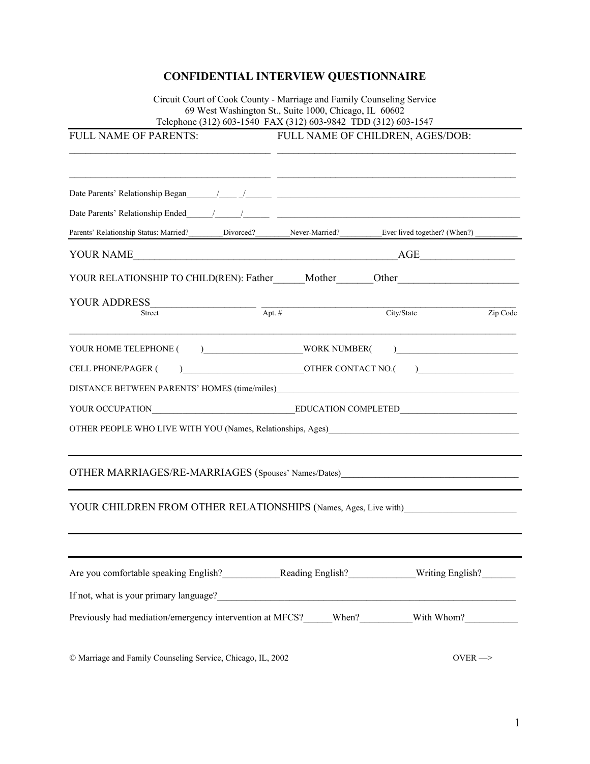# CONFIDENTIAL INTERVIEW QUESTIONNAIRE

Circuit Court of Cook County - Marriage and Family Counseling Service
69 West Washington St., Suite 1000, Chicago, IL 60602
Telephone (312) 603-1540 FAX (312) 603-9842 TDD (312) 603-1547

FULL NAME OF PARENTS: ________________________________________

________________________________________

FULL NAME OF CHILDREN, AGES/DOB: ________________________________________

________________________________________

Date Parents' Relationship Began_______/____ _/______ ________________________________________

Date Parents' Relationship Ended______/______/______ ________________________________________

Parents' Relationship Status: Married?________Divorced?________Never-Married?__________Ever lived together? (When?) ___________

YOUR NAME__________________________________________________AGE_________________

YOUR RELATIONSHIP TO CHILD(REN): Father______Mother_______Other______________________

YOUR ADDRESS____________________ ________________________________________
Street Apt. # City/State Zip Code

________________________________________________________________________________

YOUR HOME TELEPHONE (       )_____________________WORK NUMBER(       )_________________________

CELL PHONE/PAGER (       )__________________________OTHER CONTACT NO.(       )____________________

DISTANCE BETWEEN PARENTS' HOMES (time/miles)________________________________________

YOUR OCCUPATION________________________________EDUCATION COMPLETED__________________________

OTHER PEOPLE WHO LIVE WITH YOU (Names, Relationships, Ages)________________________________________

---

OTHER MARRIAGES/RE-MARRIAGES (Spouses' Names/Dates)________________________________________

---

YOUR CHILDREN FROM OTHER RELATIONSHIPS (Names, Ages, Live with)________________________

---

---

Are you comfortable speaking English?___________Reading English?_____________Writing English?_______

If not, what is your primary language?________________________________________

Previously had mediation/emergency intervention at MFCS?______When?__________With Whom?__________

© Marriage and Family Counseling Service, Chicago, IL, 2002

OVER —>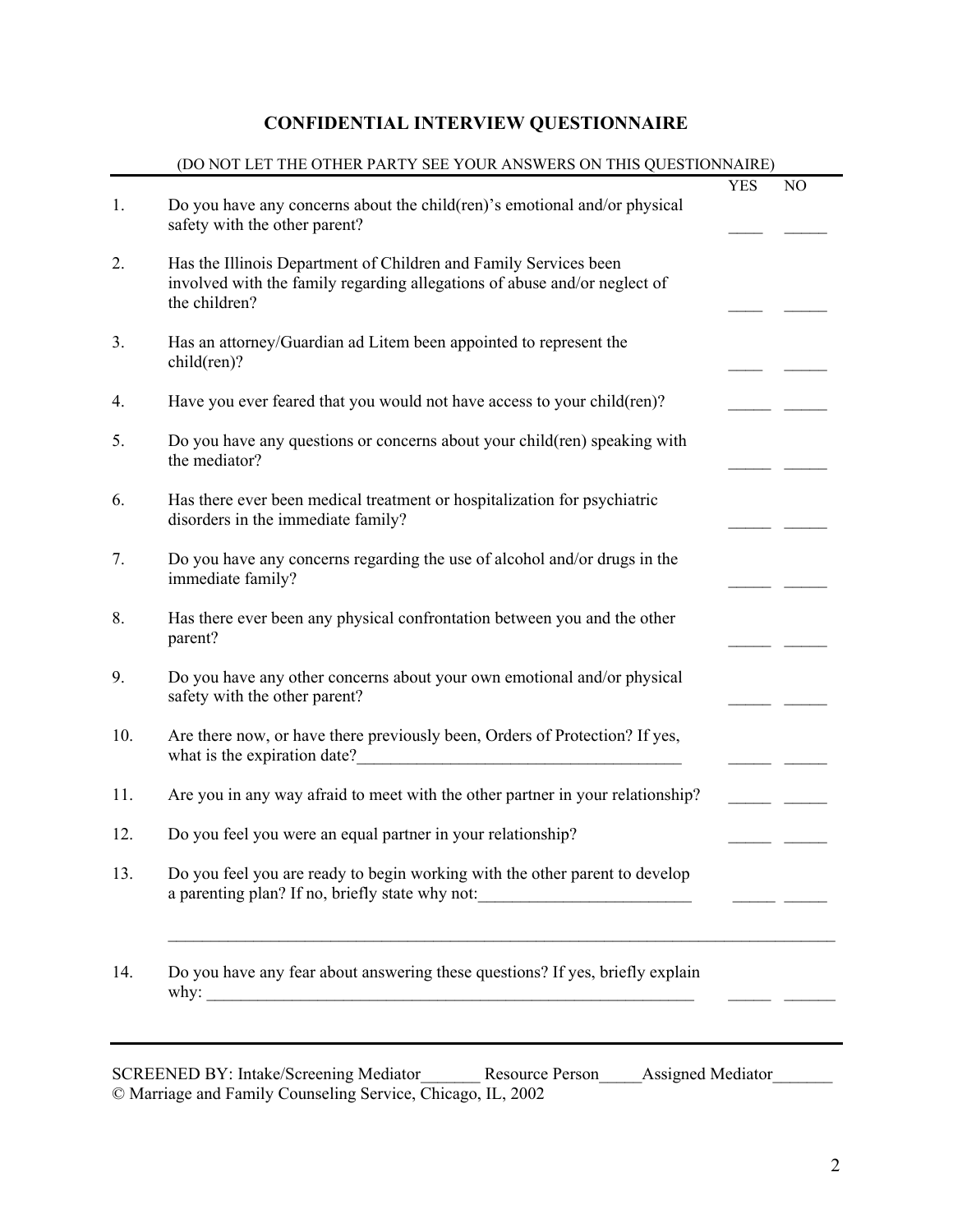## CONFIDENTIAL INTERVIEW QUESTIONNAIRE

(DO NOT LET THE OTHER PARTY SEE YOUR ANSWERS ON THIS QUESTIONNAIRE)

| | | YES | NO |
|---|---|---|---|
| 1. | Do you have any concerns about the child(ren)'s emotional and/or physical safety with the other parent? | ____ | _____ |
| 2. | Has the Illinois Department of Children and Family Services been involved with the family regarding allegations of abuse and/or neglect of the children? | ____ | _____ |
| 3. | Has an attorney/Guardian ad Litem been appointed to represent the child(ren)? | ____ | _____ |
| 4. | Have you ever feared that you would not have access to your child(ren)? | _____ | _____ |
| 5. | Do you have any questions or concerns about your child(ren) speaking with the mediator? | _____ | _____ |
| 6. | Has there ever been medical treatment or hospitalization for psychiatric disorders in the immediate family? | _____ | _____ |
| 7. | Do you have any concerns regarding the use of alcohol and/or drugs in the immediate family? | _____ | _____ |
| 8. | Has there ever been any physical confrontation between you and the other parent? | _____ | _____ |
| 9. | Do you have any other concerns about your own emotional and/or physical safety with the other parent? | _____ | _____ |
| 10. | Are there now, or have there previously been, Orders of Protection? If yes, what is the expiration date?______________________________________ | _____ | _____ |
| 11. | Are you in any way afraid to meet with the other partner in your relationship? | _____ | _____ |
| 12. | Do you feel you were an equal partner in your relationship? | _____ | _____ |
| 13. | Do you feel you are ready to begin working with the other parent to develop a parenting plan? If no, briefly state why not:_________________________ ______________________________________________________________________________ | _____ | _____ |
| 14. | Do you have any fear about answering these questions? If yes, briefly explain why: ____________________________________________________________ | _____ | ______ |

SCREENED BY: Intake/Screening Mediator_______ Resource Person_____Assigned Mediator_______

© Marriage and Family Counseling Service, Chicago, IL, 2002